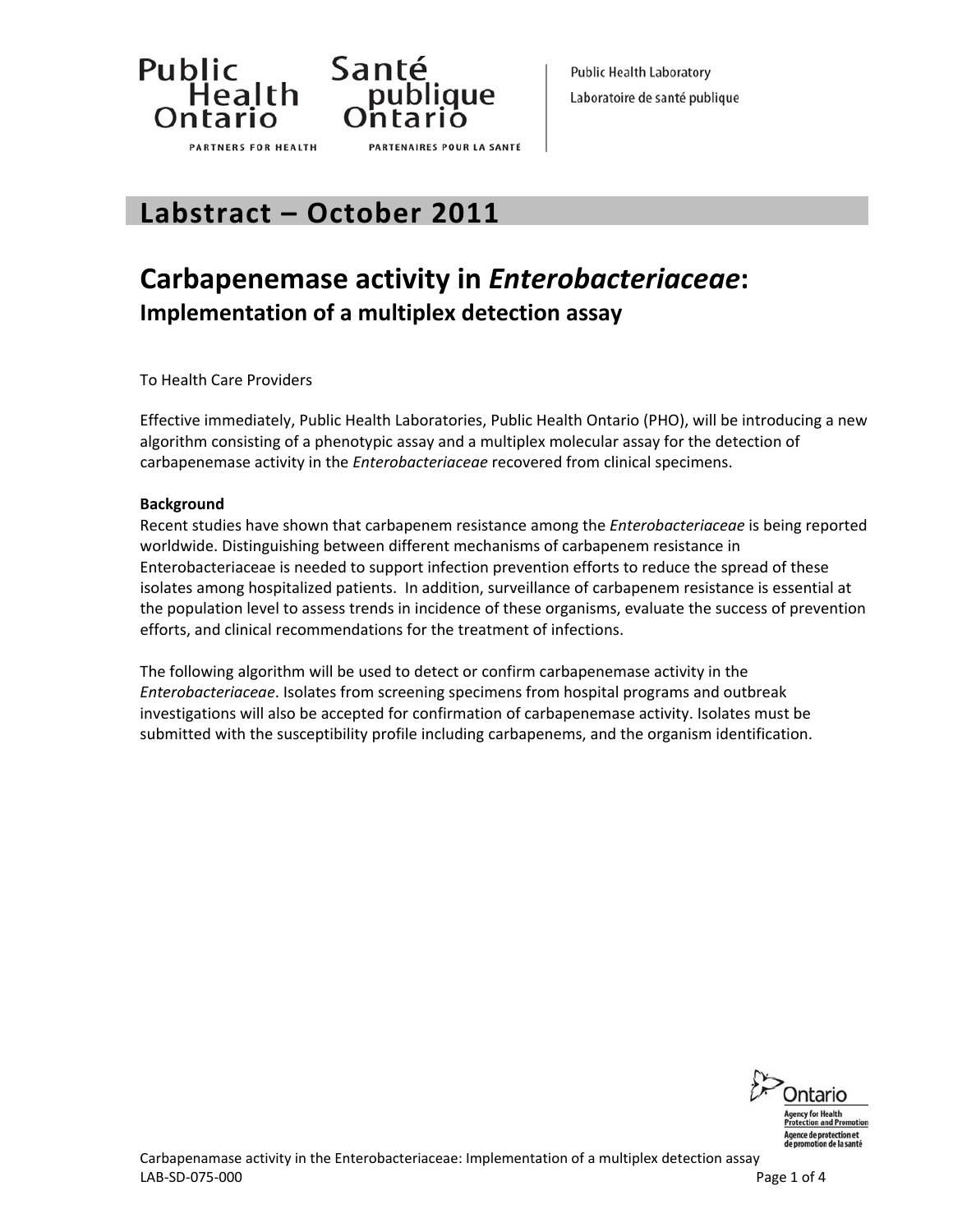Public Health Ontario — Santé publique Ontario — Partners for Health / Partenaires pour la santé

Public Health Laboratory
Laboratoire de santé publique

# Labstract – October 2011

## Carbapenemase activity in *Enterobacteriaceae*: Implementation of a multiplex detection assay

To Health Care Providers

Effective immediately, Public Health Laboratories, Public Health Ontario (PHO), will be introducing a new algorithm consisting of a phenotypic assay and a multiplex molecular assay for the detection of carbapenemase activity in the *Enterobacteriaceae* recovered from clinical specimens.

**Background**

Recent studies have shown that carbapenem resistance among the *Enterobacteriaceae* is being reported worldwide. Distinguishing between different mechanisms of carbapenem resistance in Enterobacteriaceae is needed to support infection prevention efforts to reduce the spread of these isolates among hospitalized patients. In addition, surveillance of carbapenem resistance is essential at the population level to assess trends in incidence of these organisms, evaluate the success of prevention efforts, and clinical recommendations for the treatment of infections.

The following algorithm will be used to detect or confirm carbapenemase activity in the *Enterobacteriaceae*. Isolates from screening specimens from hospital programs and outbreak investigations will also be accepted for confirmation of carbapenemase activity. Isolates must be submitted with the susceptibility profile including carbapenems, and the organism identification.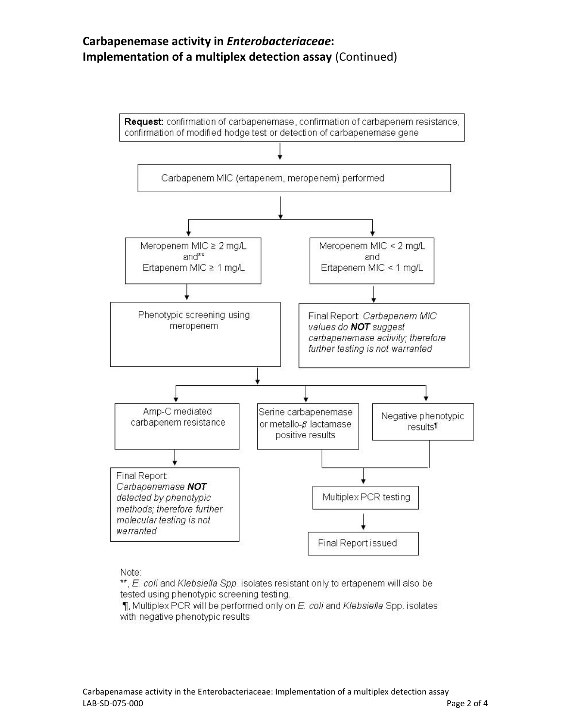## Carbapenemase activity in *Enterobacteriaceae*: Implementation of a multiplex detection assay (Continued)

**Request:** confirmation of carbapenemase, confirmation of carbapenem resistance, confirmation of modified hodge test or detection of carbapenemase gene

↓

Carbapenem MIC (ertapenem, meropenem) performed

↓

- Meropenem MIC ≥ 2 mg/L and** Ertapenem MIC ≥ 1 mg/L
  - ↓ Phenotypic screening using meropenem
    - Amp-C mediated carbapenem resistance
      - ↓ Final Report: *Carbapenemase **NOT** detected by phenotypic methods; therefore further molecular testing is not warranted*
    - Serine carbapenemase or metallo-β lactamase positive results
      - ↓ Multiplex PCR testing → Final Report issued
    - Negative phenotypic results¶
      - ↓ Multiplex PCR testing → Final Report issued
- Meropenem MIC < 2 mg/L and Ertapenem MIC < 1 mg/L
  - ↓ Final Report: *Carbapenem MIC values do **NOT** suggest carbapenemase activity; therefore further testing is not warranted*

Note:

**, *E. coli* and *Klebsiella Spp*. isolates resistant only to ertapenem will also be tested using phenotypic screening testing.

¶, Multiplex PCR will be performed only on *E. coli* and *Klebsiella* Spp. isolates with negative phenotypic results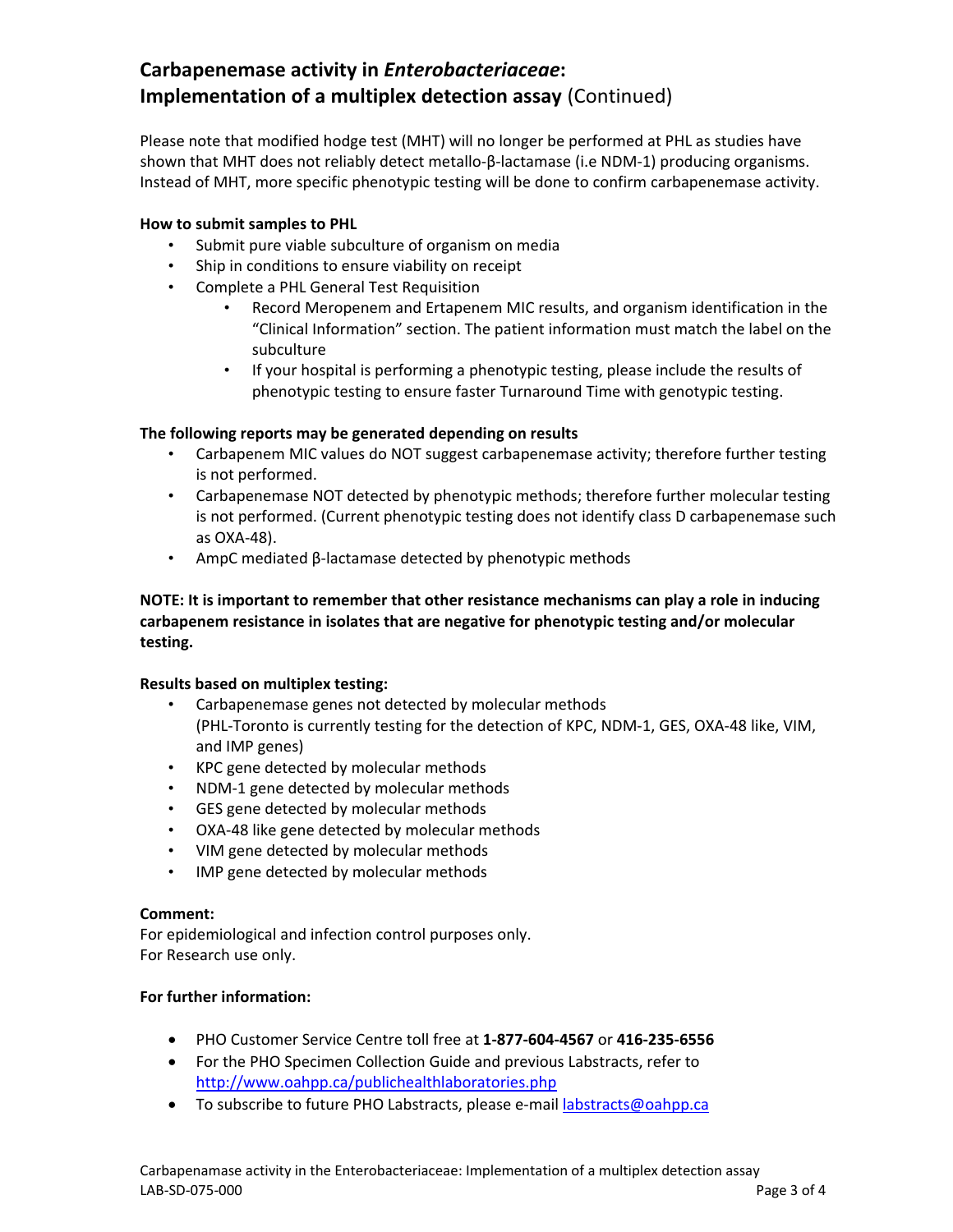## Carbapenemase activity in *Enterobacteriaceae*: Implementation of a multiplex detection assay (Continued)

Please note that modified hodge test (MHT) will no longer be performed at PHL as studies have shown that MHT does not reliably detect metallo-β-lactamase (i.e NDM-1) producing organisms. Instead of MHT, more specific phenotypic testing will be done to confirm carbapenemase activity.

**How to submit samples to PHL**

- Submit pure viable subculture of organism on media
- Ship in conditions to ensure viability on receipt
- Complete a PHL General Test Requisition
    - Record Meropenem and Ertapenem MIC results, and organism identification in the "Clinical Information" section. The patient information must match the label on the subculture
    - If your hospital is performing a phenotypic testing, please include the results of phenotypic testing to ensure faster Turnaround Time with genotypic testing.

**The following reports may be generated depending on results**

- Carbapenem MIC values do NOT suggest carbapenemase activity; therefore further testing is not performed.
- Carbapenemase NOT detected by phenotypic methods; therefore further molecular testing is not performed. (Current phenotypic testing does not identify class D carbapenemase such as OXA-48).
- AmpC mediated β-lactamase detected by phenotypic methods

**NOTE: It is important to remember that other resistance mechanisms can play a role in inducing carbapenem resistance in isolates that are negative for phenotypic testing and/or molecular testing.**

**Results based on multiplex testing:**

- Carbapenemase genes not detected by molecular methods
  (PHL-Toronto is currently testing for the detection of KPC, NDM-1, GES, OXA-48 like, VIM, and IMP genes)
- KPC gene detected by molecular methods
- NDM-1 gene detected by molecular methods
- GES gene detected by molecular methods
- OXA-48 like gene detected by molecular methods
- VIM gene detected by molecular methods
- IMP gene detected by molecular methods

**Comment:**

For epidemiological and infection control purposes only.
For Research use only.

**For further information:**

- PHO Customer Service Centre toll free at **1-877-604-4567** or **416-235-6556**
- For the PHO Specimen Collection Guide and previous Labstracts, refer to [http://www.oahpp.ca/publichealthlaboratories.php](http://www.oahpp.ca/publichealthlaboratories.php)
- To subscribe to future PHO Labstracts, please e-mail [labstracts@oahpp.ca](mailto:labstracts@oahpp.ca)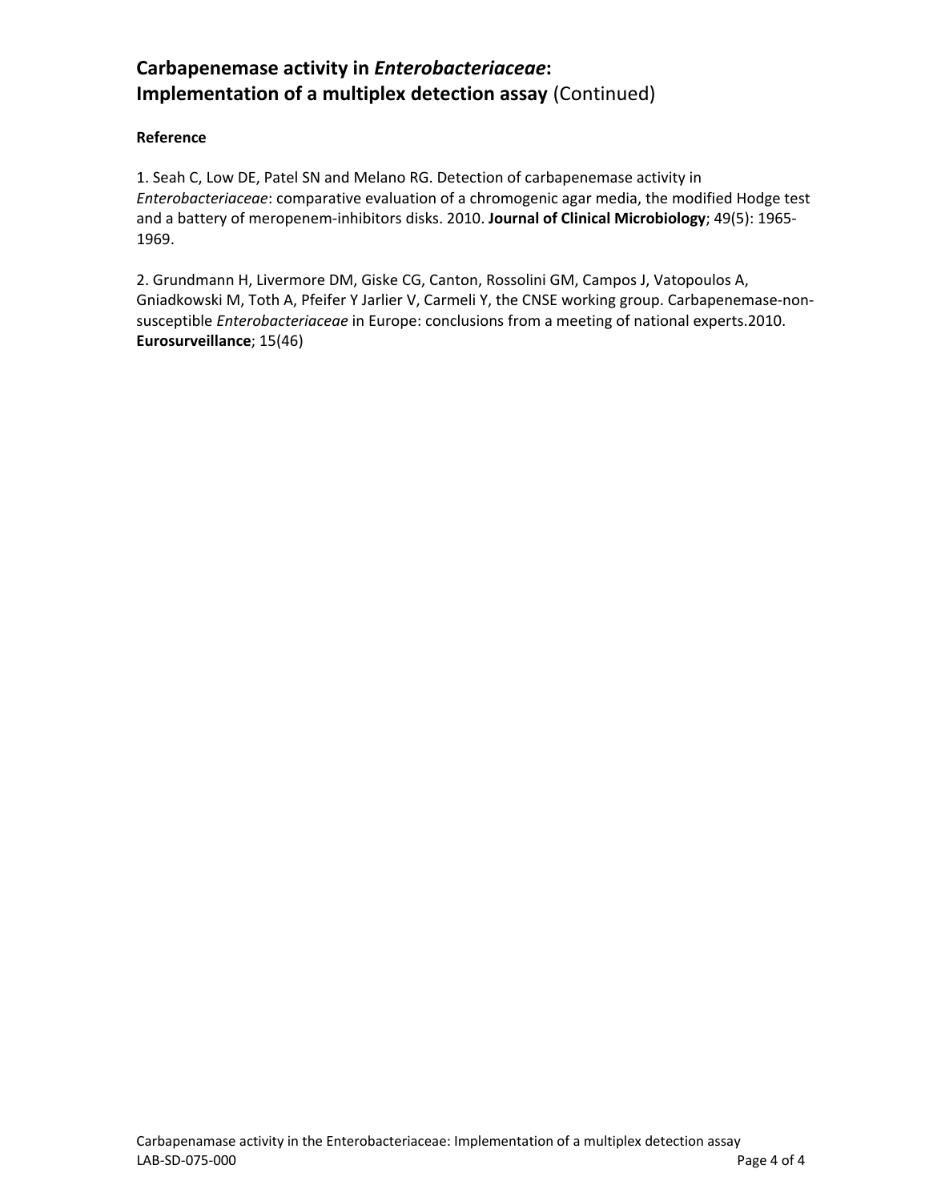## Carbapenemase activity in *Enterobacteriaceae*: Implementation of a multiplex detection assay (Continued)

**Reference**

1. Seah C, Low DE, Patel SN and Melano RG. Detection of carbapenemase activity in *Enterobacteriaceae*: comparative evaluation of a chromogenic agar media, the modified Hodge test and a battery of meropenem-inhibitors disks. 2010. **Journal of Clinical Microbiology**; 49(5): 1965-1969.

2. Grundmann H, Livermore DM, Giske CG, Canton, Rossolini GM, Campos J, Vatopoulos A, Gniadkowski M, Toth A, Pfeifer Y Jarlier V, Carmeli Y, the CNSE working group. Carbapenemase-non-susceptible *Enterobacteriaceae* in Europe: conclusions from a meeting of national experts.2010. **Eurosurveillance**; 15(46)